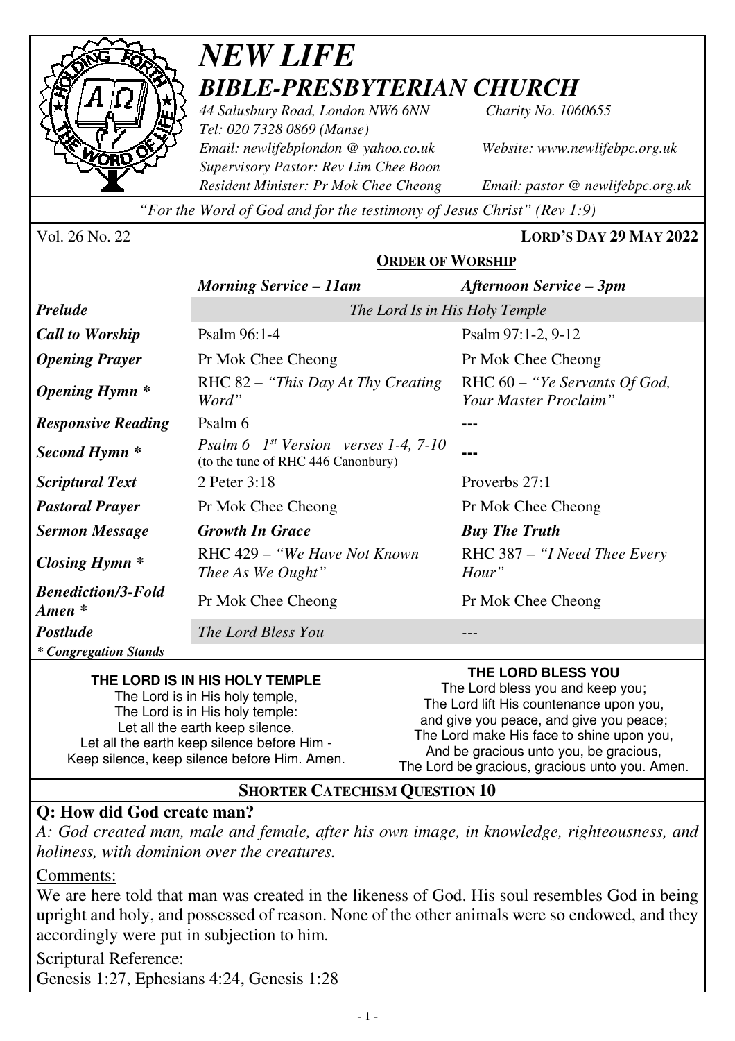# *NEW LIFE*
# *BIBLE-PRESBYTERIAN CHURCH*

*44 Salusbury Road, London NW6 6NN* *Charity No. 1060655*
*Tel: 020 7328 0869 (Manse)*
*Email: newlifebplondon @ yahoo.co.uk* *Website: www.newlifebpc.org.uk*
*Supervisory Pastor: Rev Lim Chee Boon*
*Resident Minister: Pr Mok Chee Cheong* *Email: pastor @ newlifebpc.org.uk*

*"For the Word of God and for the testimony of Jesus Christ" (Rev 1:9)*

Vol. 26 No. 22 **LORD'S DAY 29 MAY 2022**

## ORDER OF WORSHIP

| | *Morning Service – 11am* | *Afternoon Service – 3pm* |
|---|---|---|
| ***Prelude*** | *The Lord Is in His Holy Temple* | |
| ***Call to Worship*** | Psalm 96:1-4 | Psalm 97:1-2, 9-12 |
| ***Opening Prayer*** | Pr Mok Chee Cheong | Pr Mok Chee Cheong |
| ***Opening Hymn **** | RHC 82 – *"This Day At Thy Creating Word"* | RHC 60 – *"Ye Servants Of God, Your Master Proclaim"* |
| ***Responsive Reading*** | Psalm 6 | --- |
| ***Second Hymn **** | *Psalm 6 1st Version verses 1-4, 7-10* (to the tune of RHC 446 Canonbury) | --- |
| ***Scriptural Text*** | 2 Peter 3:18 | Proverbs 27:1 |
| ***Pastoral Prayer*** | Pr Mok Chee Cheong | Pr Mok Chee Cheong |
| ***Sermon Message*** | ***Growth In Grace*** | ***Buy The Truth*** |
| ***Closing Hymn **** | RHC 429 – *"We Have Not Known Thee As We Ought"* | RHC 387 – *"I Need Thee Every Hour"* |
| ***Benediction/3-Fold Amen **** | Pr Mok Chee Cheong | Pr Mok Chee Cheong |
| ***Postlude*** | *The Lord Bless You* | --- |

*\* Congregation Stands*

**THE LORD IS IN HIS HOLY TEMPLE**

The Lord is in His holy temple,
The Lord is in His holy temple:
Let all the earth keep silence,
Let all the earth keep silence before Him -
Keep silence, keep silence before Him. Amen.

**THE LORD BLESS YOU**

The Lord bless you and keep you;
The Lord lift His countenance upon you,
and give you peace, and give you peace;
The Lord make His face to shine upon you,
And be gracious unto you, be gracious,
The Lord be gracious, gracious unto you. Amen.

## SHORTER CATECHISM QUESTION 10

**Q: How did God create man?**

*A: God created man, male and female, after his own image, in knowledge, righteousness, and holiness, with dominion over the creatures.*

Comments:

We are here told that man was created in the likeness of God. His soul resembles God in being upright and holy, and possessed of reason. None of the other animals were so endowed, and they accordingly were put in subjection to him.

Scriptural Reference:

Genesis 1:27, Ephesians 4:24, Genesis 1:28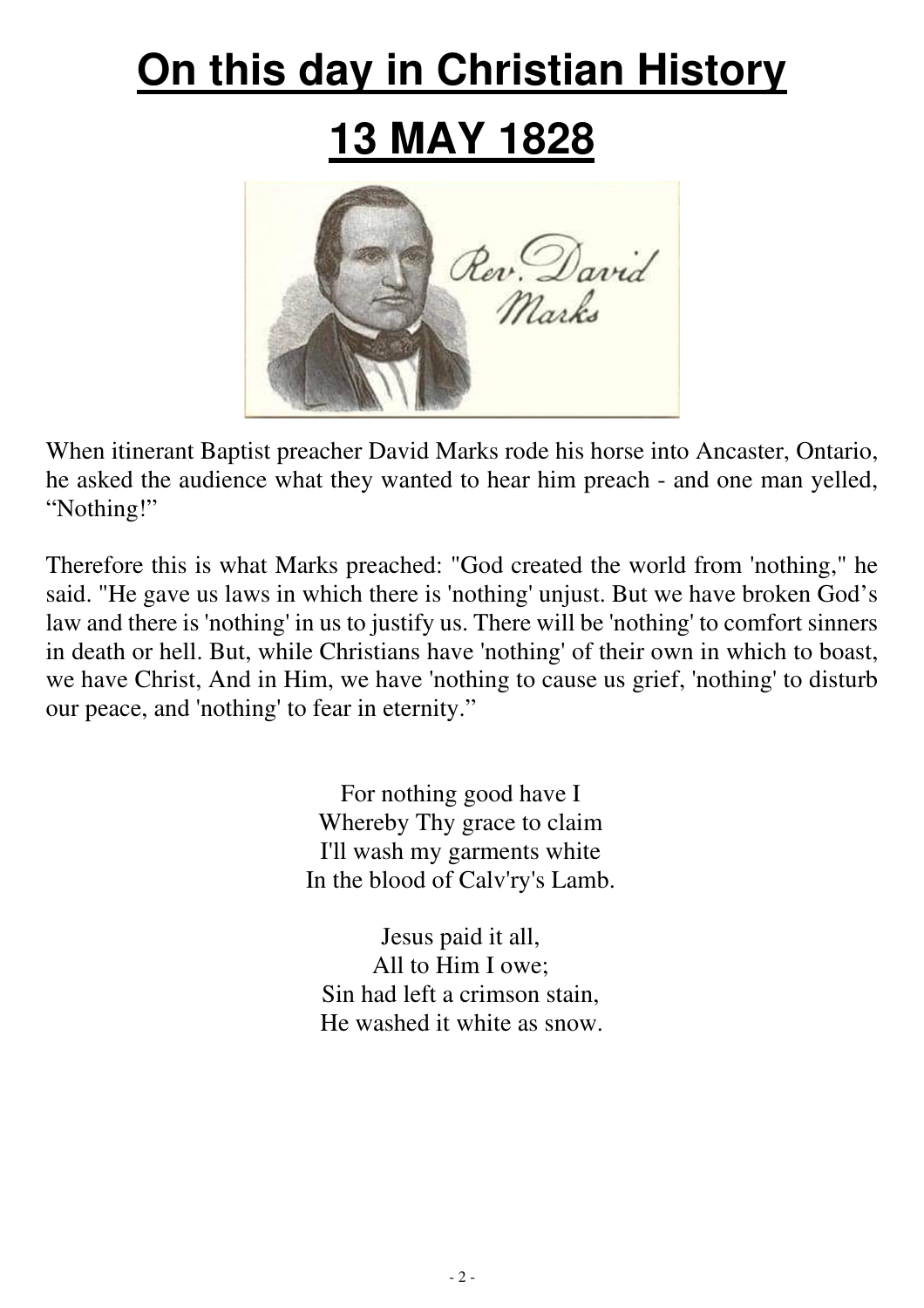# On this day in Christian History

# 13 MAY 1828

When itinerant Baptist preacher David Marks rode his horse into Ancaster, Ontario, he asked the audience what they wanted to hear him preach - and one man yelled, “Nothing!”

Therefore this is what Marks preached: "God created the world from 'nothing," he said. "He gave us laws in which there is 'nothing' unjust. But we have broken God’s law and there is 'nothing' in us to justify us. There will be 'nothing' to comfort sinners in death or hell. But, while Christians have 'nothing' of their own in which to boast, we have Christ, And in Him, we have 'nothing to cause us grief, 'nothing' to disturb our peace, and 'nothing' to fear in eternity.”

For nothing good have I  
Whereby Thy grace to claim  
I'll wash my garments white  
In the blood of Calv'ry's Lamb.

Jesus paid it all,  
All to Him I owe;  
Sin had left a crimson stain,  
He washed it white as snow.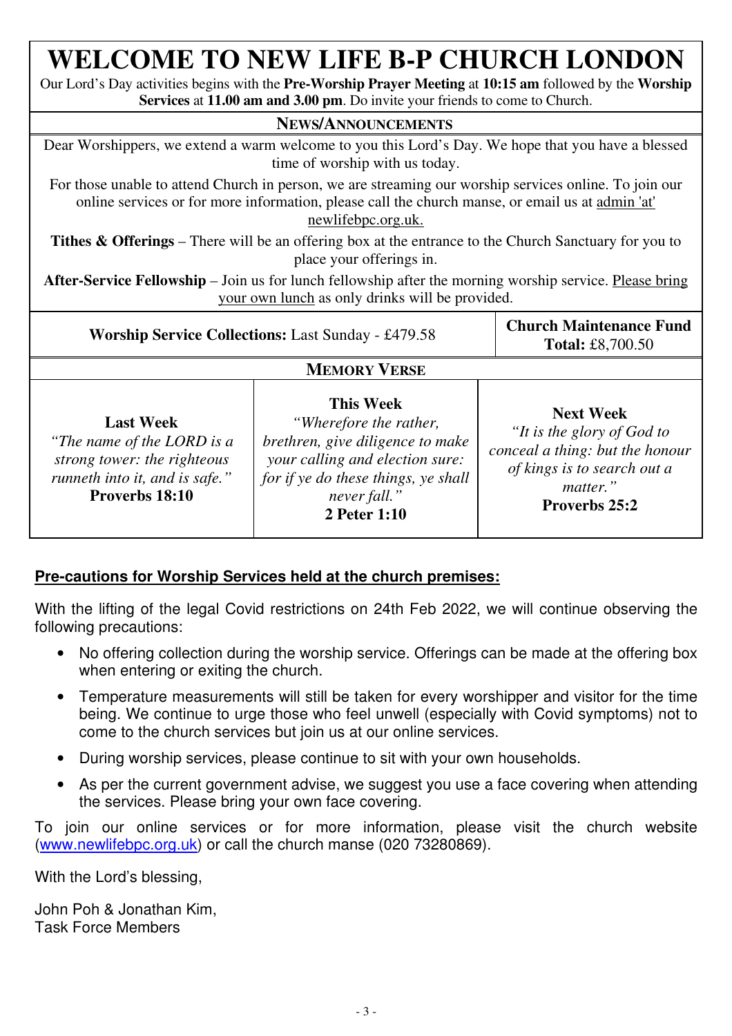# WELCOME TO NEW LIFE B-P CHURCH LONDON

Our Lord's Day activities begins with the **Pre-Worship Prayer Meeting** at **10:15 am** followed by the **Worship Services** at **11.00 am and 3.00 pm**. Do invite your friends to come to Church.

## NEWS/ANNOUNCEMENTS

Dear Worshippers, we extend a warm welcome to you this Lord's Day. We hope that you have a blessed time of worship with us today.

For those unable to attend Church in person, we are streaming our worship services online. To join our online services or for more information, please call the church manse, or email us at admin 'at' newlifebpc.org.uk.

**Tithes & Offerings** – There will be an offering box at the entrance to the Church Sanctuary for you to place your offerings in.

**After-Service Fellowship** – Join us for lunch fellowship after the morning worship service. Please bring your own lunch as only drinks will be provided.

| | |
|---|---|
| **Worship Service Collections:** Last Sunday - £479.58 | **Church Maintenance Fund Total:** £8,700.50 |

## MEMORY VERSE

| | | |
|---|---|---|
| **Last Week**<br>*"The name of the LORD is a strong tower: the righteous runneth into it, and is safe."*<br>**Proverbs 18:10** | **This Week**<br>*"Wherefore the rather, brethren, give diligence to make your calling and election sure: for if ye do these things, ye shall never fall."*<br>**2 Peter 1:10** | **Next Week**<br>*"It is the glory of God to conceal a thing: but the honour of kings is to search out a matter."*<br>**Proverbs 25:2** |

**Pre-cautions for Worship Services held at the church premises:**

With the lifting of the legal Covid restrictions on 24th Feb 2022, we will continue observing the following precautions:

- No offering collection during the worship service. Offerings can be made at the offering box when entering or exiting the church.
- Temperature measurements will still be taken for every worshipper and visitor for the time being. We continue to urge those who feel unwell (especially with Covid symptoms) not to come to the church services but join us at our online services.
- During worship services, please continue to sit with your own households.
- As per the current government advise, we suggest you use a face covering when attending the services. Please bring your own face covering.

To join our online services or for more information, please visit the church website (www.newlifebpc.org.uk) or call the church manse (020 73280869).

With the Lord's blessing,

John Poh & Jonathan Kim,
Task Force Members